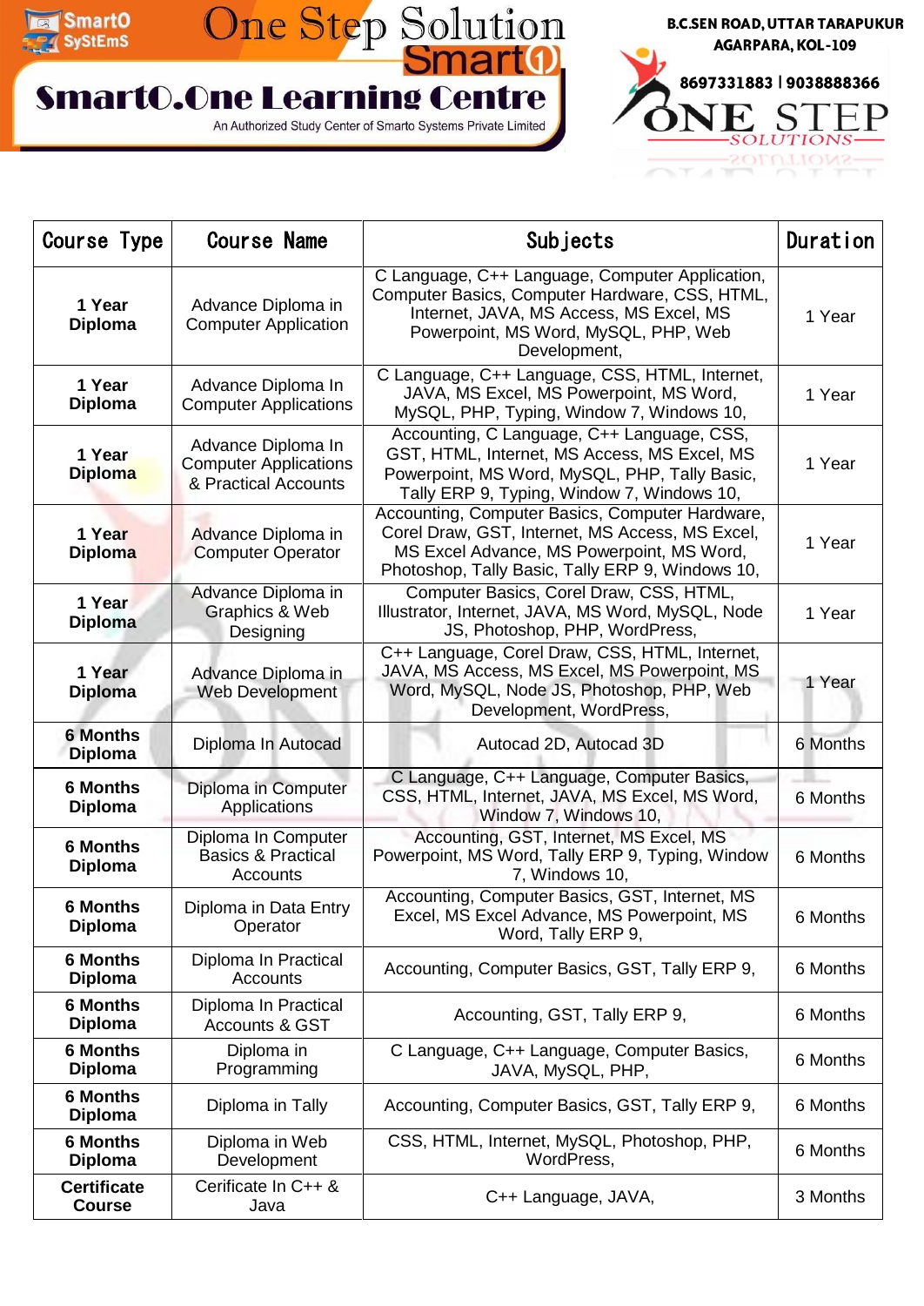# SmartO.One Learning Centre

SmartO SyStEmS — One Step Solution — Smart①

An Authorized Study Center of Smarto Systems Private Limited

B.C.SEN ROAD, UTTAR TARAPUKUR AGARPARA, KOL-109

8697331883 | 9038888366

ONE STEP SOLUTIONS

| Course Type | Course Name | Subjects | Duration |
|---|---|---|---|
| **1 Year Diploma** | Advance Diploma in Computer Application | C Language, C++ Language, Computer Application, Computer Basics, Computer Hardware, CSS, HTML, Internet, JAVA, MS Access, MS Excel, MS Powerpoint, MS Word, MySQL, PHP, Web Development, | 1 Year |
| **1 Year Diploma** | Advance Diploma In Computer Applications | C Language, C++ Language, CSS, HTML, Internet, JAVA, MS Excel, MS Powerpoint, MS Word, MySQL, PHP, Typing, Window 7, Windows 10, | 1 Year |
| **1 Year Diploma** | Advance Diploma In Computer Applications & Practical Accounts | Accounting, C Language, C++ Language, CSS, GST, HTML, Internet, MS Access, MS Excel, MS Powerpoint, MS Word, MySQL, PHP, Tally Basic, Tally ERP 9, Typing, Window 7, Windows 10, | 1 Year |
| **1 Year Diploma** | Advance Diploma in Computer Operator | Accounting, Computer Basics, Computer Hardware, Corel Draw, GST, Internet, MS Access, MS Excel, MS Excel Advance, MS Powerpoint, MS Word, Photoshop, Tally Basic, Tally ERP 9, Windows 10, | 1 Year |
| **1 Year Diploma** | Advance Diploma in Graphics & Web Designing | Computer Basics, Corel Draw, CSS, HTML, Illustrator, Internet, JAVA, MS Word, MySQL, Node JS, Photoshop, PHP, WordPress, | 1 Year |
| **1 Year Diploma** | Advance Diploma in Web Development | C++ Language, Corel Draw, CSS, HTML, Internet, JAVA, MS Access, MS Excel, MS Powerpoint, MS Word, MySQL, Node JS, Photoshop, PHP, Web Development, WordPress, | 1 Year |
| **6 Months Diploma** | Diploma In Autocad | Autocad 2D, Autocad 3D | 6 Months |
| **6 Months Diploma** | Diploma in Computer Applications | C Language, C++ Language, Computer Basics, CSS, HTML, Internet, JAVA, MS Excel, MS Word, Window 7, Windows 10, | 6 Months |
| **6 Months Diploma** | Diploma In Computer Basics & Practical Accounts | Accounting, GST, Internet, MS Excel, MS Powerpoint, MS Word, Tally ERP 9, Typing, Window 7, Windows 10, | 6 Months |
| **6 Months Diploma** | Diploma in Data Entry Operator | Accounting, Computer Basics, GST, Internet, MS Excel, MS Excel Advance, MS Powerpoint, MS Word, Tally ERP 9, | 6 Months |
| **6 Months Diploma** | Diploma In Practical Accounts | Accounting, Computer Basics, GST, Tally ERP 9, | 6 Months |
| **6 Months Diploma** | Diploma In Practical Accounts & GST | Accounting, GST, Tally ERP 9, | 6 Months |
| **6 Months Diploma** | Diploma in Programming | C Language, C++ Language, Computer Basics, JAVA, MySQL, PHP, | 6 Months |
| **6 Months Diploma** | Diploma in Tally | Accounting, Computer Basics, GST, Tally ERP 9, | 6 Months |
| **6 Months Diploma** | Diploma in Web Development | CSS, HTML, Internet, MySQL, Photoshop, PHP, WordPress, | 6 Months |
| **Certificate Course** | Cerificate In C++ & Java | C++ Language, JAVA, | 3 Months |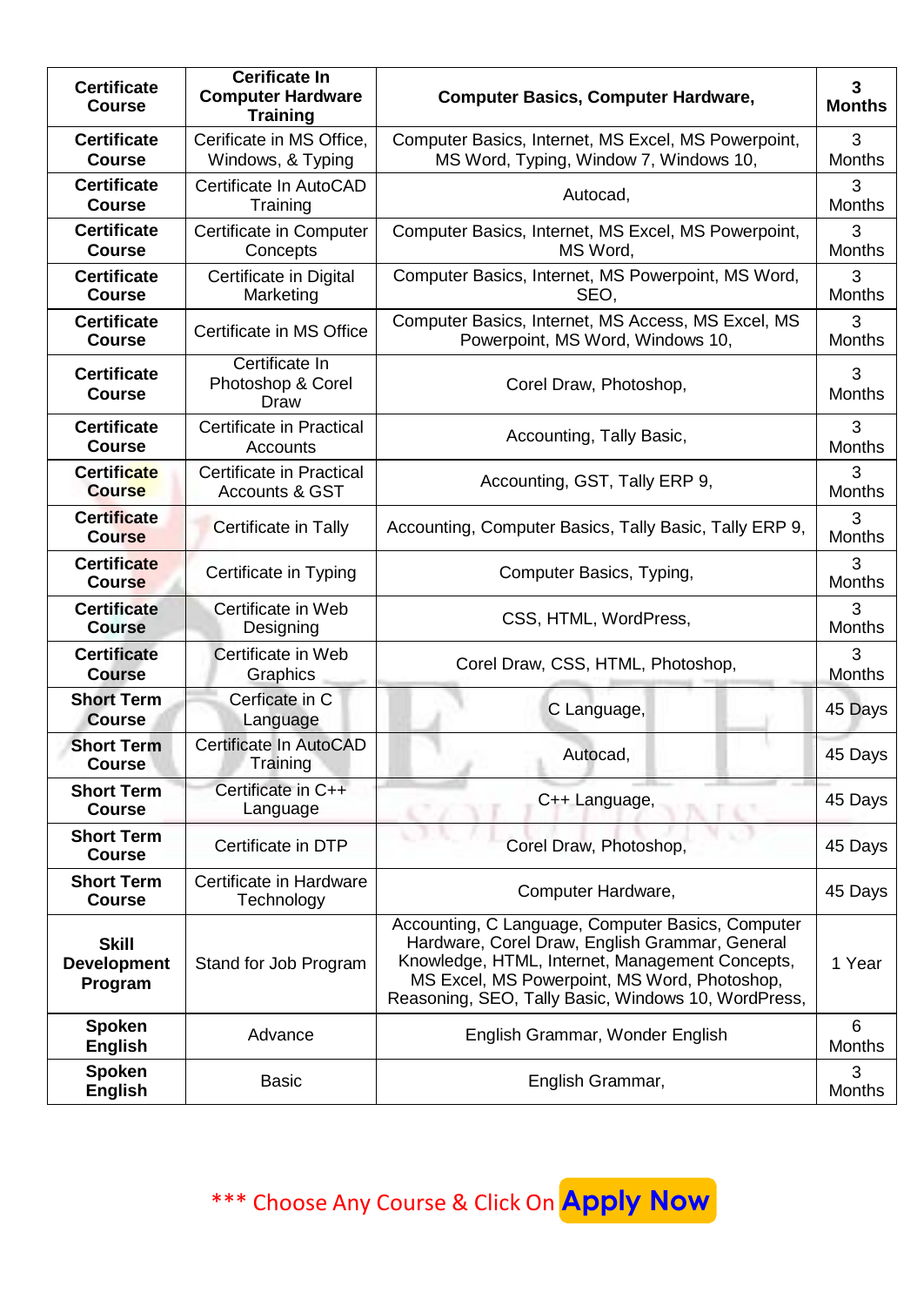| | | | |
|---|---|---|---|
| **Certificate Course** | **Cerificate In Computer Hardware Training** | **Computer Basics, Computer Hardware,** | **3 Months** |
| **Certificate Course** | Cerificate in MS Office, Windows, & Typing | Computer Basics, Internet, MS Excel, MS Powerpoint, MS Word, Typing, Window 7, Windows 10, | 3 Months |
| **Certificate Course** | Certificate In AutoCAD Training | Autocad, | 3 Months |
| **Certificate Course** | Certificate in Computer Concepts | Computer Basics, Internet, MS Excel, MS Powerpoint, MS Word, | 3 Months |
| **Certificate Course** | Certificate in Digital Marketing | Computer Basics, Internet, MS Powerpoint, MS Word, SEO, | 3 Months |
| **Certificate Course** | Certificate in MS Office | Computer Basics, Internet, MS Access, MS Excel, MS Powerpoint, MS Word, Windows 10, | 3 Months |
| **Certificate Course** | Certificate In Photoshop & Corel Draw | Corel Draw, Photoshop, | 3 Months |
| **Certificate Course** | Certificate in Practical Accounts | Accounting, Tally Basic, | 3 Months |
| **Certificate Course** | Certificate in Practical Accounts & GST | Accounting, GST, Tally ERP 9, | 3 Months |
| **Certificate Course** | Certificate in Tally | Accounting, Computer Basics, Tally Basic, Tally ERP 9, | 3 Months |
| **Certificate Course** | Certificate in Typing | Computer Basics, Typing, | 3 Months |
| **Certificate Course** | Certificate in Web Designing | CSS, HTML, WordPress, | 3 Months |
| **Certificate Course** | Certificate in Web Graphics | Corel Draw, CSS, HTML, Photoshop, | 3 Months |
| **Short Term Course** | Cerficate in C Language | C Language, | 45 Days |
| **Short Term Course** | Certificate In AutoCAD Training | Autocad, | 45 Days |
| **Short Term Course** | Certificate in C++ Language | C++ Language, | 45 Days |
| **Short Term Course** | Certificate in DTP | Corel Draw, Photoshop, | 45 Days |
| **Short Term Course** | Certificate in Hardware Technology | Computer Hardware, | 45 Days |
| **Skill Development Program** | Stand for Job Program | Accounting, C Language, Computer Basics, Computer Hardware, Corel Draw, English Grammar, General Knowledge, HTML, Internet, Management Concepts, MS Excel, MS Powerpoint, MS Word, Photoshop, Reasoning, SEO, Tally Basic, Windows 10, WordPress, | 1 Year |
| **Spoken English** | Advance | English Grammar, Wonder English | 6 Months |
| **Spoken English** | Basic | English Grammar, | 3 Months |

*** Choose Any Course & Click On **Apply Now**